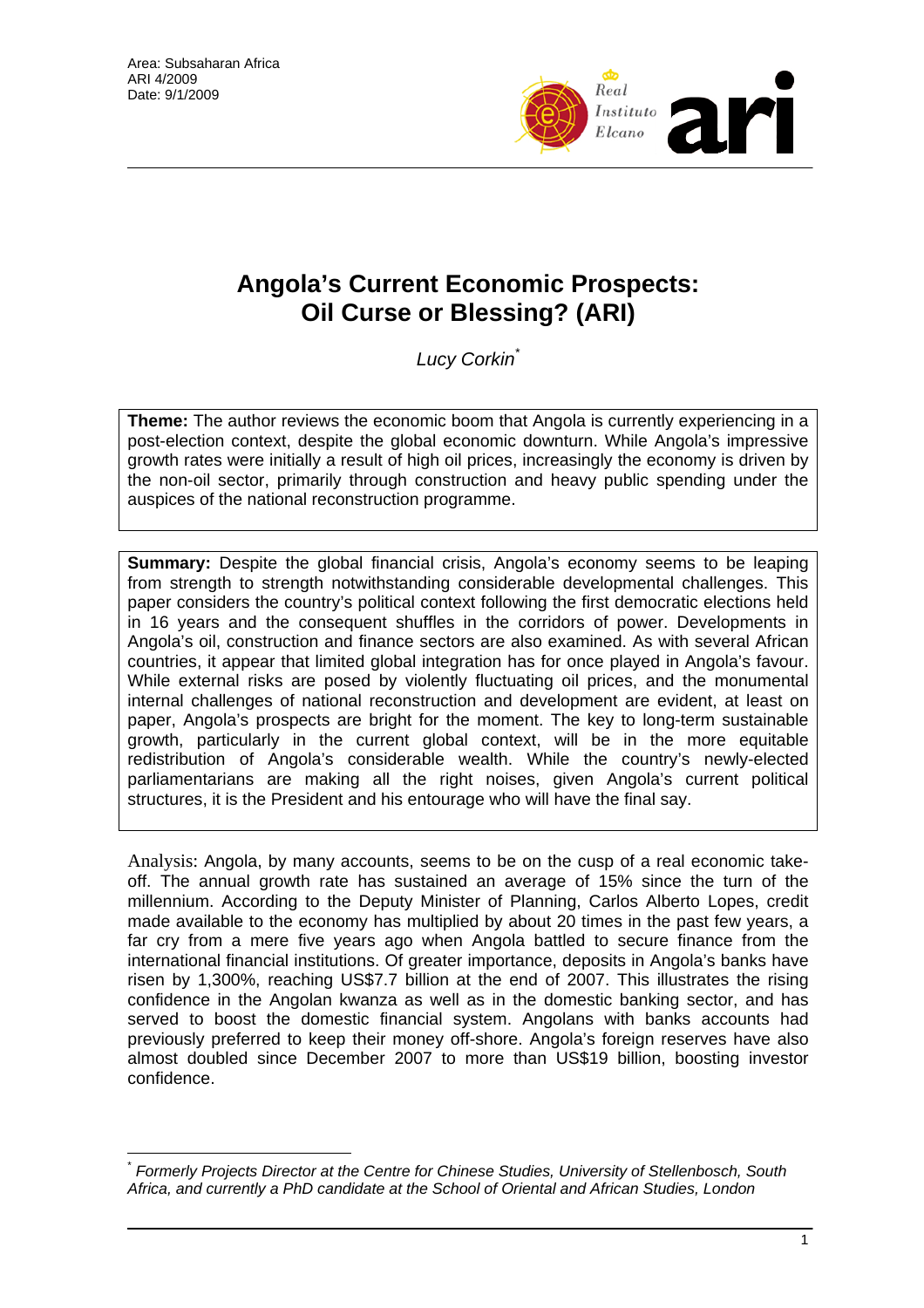Area: Subsaharan Africa
ARI 4/2009
Date: 9/1/2009

# Angola's Current Economic Prospects: Oil Curse or Blessing? (ARI)

*Lucy Corkin*[*]

**Theme:** The author reviews the economic boom that Angola is currently experiencing in a post-election context, despite the global economic downturn. While Angola's impressive growth rates were initially a result of high oil prices, increasingly the economy is driven by the non-oil sector, primarily through construction and heavy public spending under the auspices of the national reconstruction programme.

**Summary:** Despite the global financial crisis, Angola's economy seems to be leaping from strength to strength notwithstanding considerable developmental challenges. This paper considers the country's political context following the first democratic elections held in 16 years and the consequent shuffles in the corridors of power. Developments in Angola's oil, construction and finance sectors are also examined. As with several African countries, it appear that limited global integration has for once played in Angola's favour. While external risks are posed by violently fluctuating oil prices, and the monumental internal challenges of national reconstruction and development are evident, at least on paper, Angola's prospects are bright for the moment. The key to long-term sustainable growth, particularly in the current global context, will be in the more equitable redistribution of Angola's considerable wealth. While the country's newly-elected parliamentarians are making all the right noises, given Angola's current political structures, it is the President and his entourage who will have the final say.

Analysis: Angola, by many accounts, seems to be on the cusp of a real economic take-off. The annual growth rate has sustained an average of 15% since the turn of the millennium. According to the Deputy Minister of Planning, Carlos Alberto Lopes, credit made available to the economy has multiplied by about 20 times in the past few years, a far cry from a mere five years ago when Angola battled to secure finance from the international financial institutions. Of greater importance, deposits in Angola's banks have risen by 1,300%, reaching US$7.7 billion at the end of 2007. This illustrates the rising confidence in the Angolan kwanza as well as in the domestic banking sector, and has served to boost the domestic financial system. Angolans with banks accounts had previously preferred to keep their money off-shore. Angola's foreign reserves have also almost doubled since December 2007 to more than US$19 billion, boosting investor confidence.

[*] *Formerly Projects Director at the Centre for Chinese Studies, University of Stellenbosch, South Africa, and currently a PhD candidate at the School of Oriental and African Studies, London*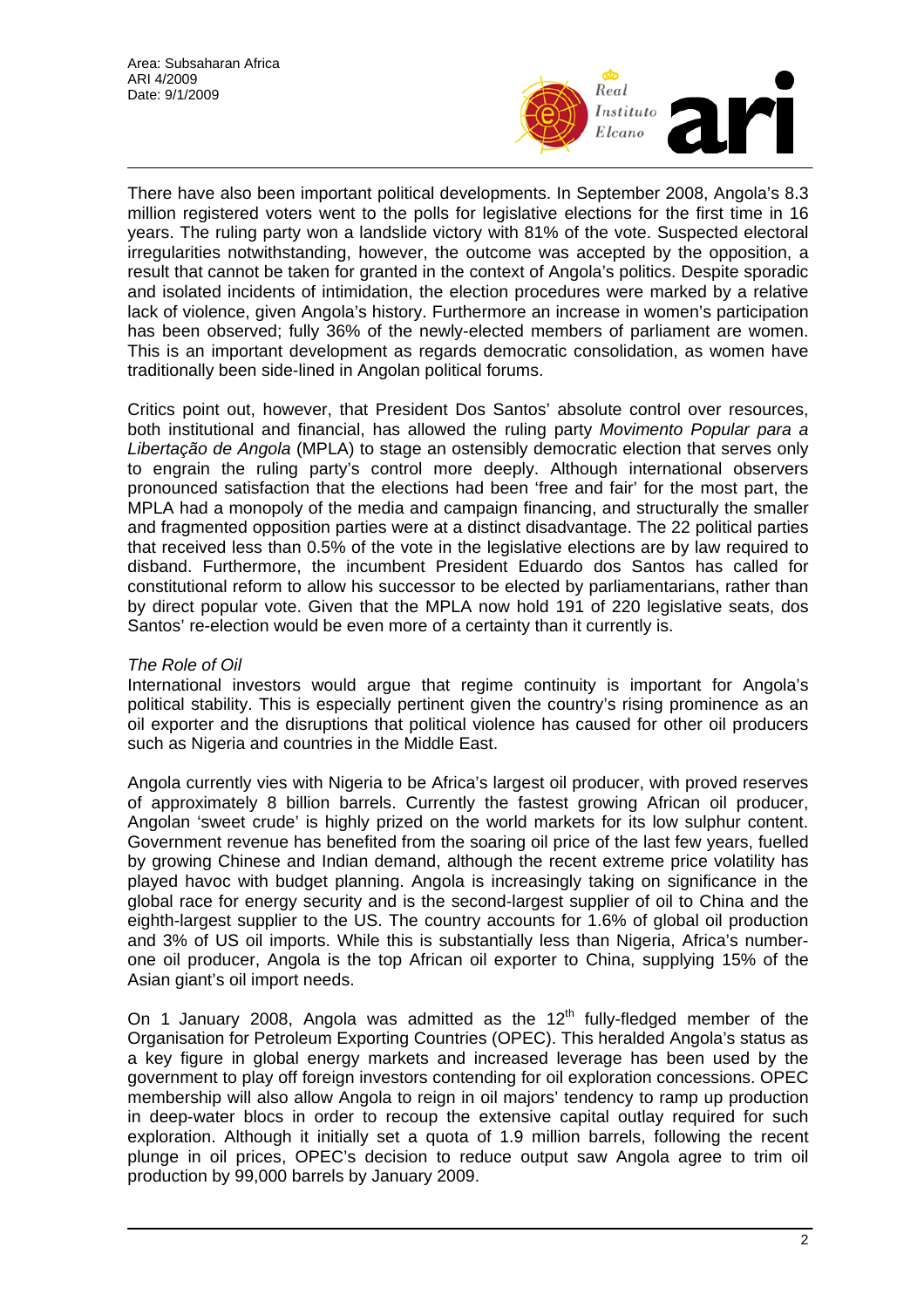There have also been important political developments. In September 2008, Angola's 8.3 million registered voters went to the polls for legislative elections for the first time in 16 years. The ruling party won a landslide victory with 81% of the vote. Suspected electoral irregularities notwithstanding, however, the outcome was accepted by the opposition, a result that cannot be taken for granted in the context of Angola's politics. Despite sporadic and isolated incidents of intimidation, the election procedures were marked by a relative lack of violence, given Angola's history. Furthermore an increase in women's participation has been observed; fully 36% of the newly-elected members of parliament are women. This is an important development as regards democratic consolidation, as women have traditionally been side-lined in Angolan political forums.

Critics point out, however, that President Dos Santos' absolute control over resources, both institutional and financial, has allowed the ruling party *Movimento Popular para a Libertação de Angola* (MPLA) to stage an ostensibly democratic election that serves only to engrain the ruling party's control more deeply. Although international observers pronounced satisfaction that the elections had been 'free and fair' for the most part, the MPLA had a monopoly of the media and campaign financing, and structurally the smaller and fragmented opposition parties were at a distinct disadvantage. The 22 political parties that received less than 0.5% of the vote in the legislative elections are by law required to disband. Furthermore, the incumbent President Eduardo dos Santos has called for constitutional reform to allow his successor to be elected by parliamentarians, rather than by direct popular vote. Given that the MPLA now hold 191 of 220 legislative seats, dos Santos' re-election would be even more of a certainty than it currently is.

*The Role of Oil*

International investors would argue that regime continuity is important for Angola's political stability. This is especially pertinent given the country's rising prominence as an oil exporter and the disruptions that political violence has caused for other oil producers such as Nigeria and countries in the Middle East.

Angola currently vies with Nigeria to be Africa's largest oil producer, with proved reserves of approximately 8 billion barrels. Currently the fastest growing African oil producer, Angolan 'sweet crude' is highly prized on the world markets for its low sulphur content. Government revenue has benefited from the soaring oil price of the last few years, fuelled by growing Chinese and Indian demand, although the recent extreme price volatility has played havoc with budget planning. Angola is increasingly taking on significance in the global race for energy security and is the second-largest supplier of oil to China and the eighth-largest supplier to the US. The country accounts for 1.6% of global oil production and 3% of US oil imports. While this is substantially less than Nigeria, Africa's number-one oil producer, Angola is the top African oil exporter to China, supplying 15% of the Asian giant's oil import needs.

On 1 January 2008, Angola was admitted as the 12th fully-fledged member of the Organisation for Petroleum Exporting Countries (OPEC). This heralded Angola's status as a key figure in global energy markets and increased leverage has been used by the government to play off foreign investors contending for oil exploration concessions. OPEC membership will also allow Angola to reign in oil majors' tendency to ramp up production in deep-water blocs in order to recoup the extensive capital outlay required for such exploration. Although it initially set a quota of 1.9 million barrels, following the recent plunge in oil prices, OPEC's decision to reduce output saw Angola agree to trim oil production by 99,000 barrels by January 2009.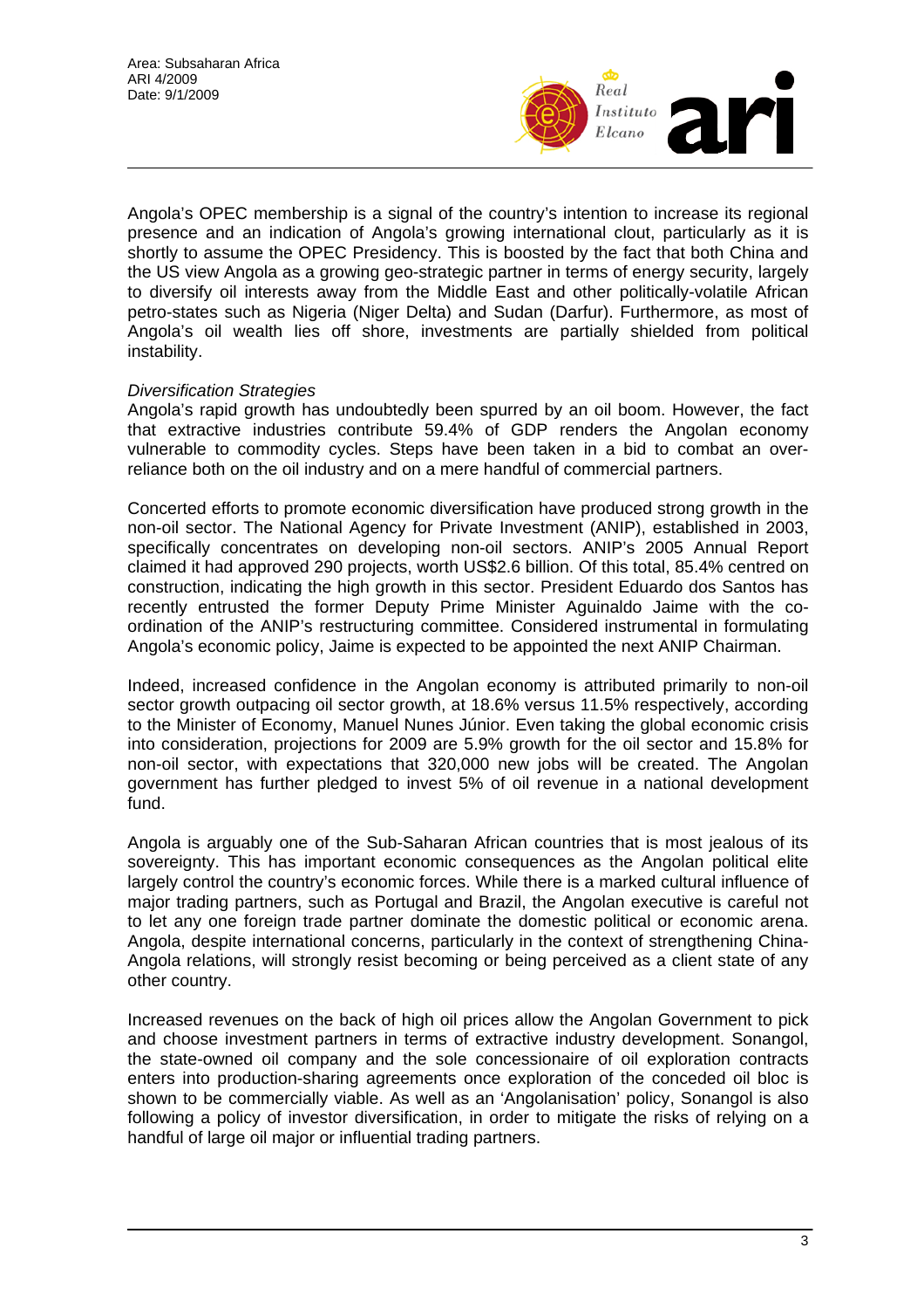Angola's OPEC membership is a signal of the country's intention to increase its regional presence and an indication of Angola's growing international clout, particularly as it is shortly to assume the OPEC Presidency. This is boosted by the fact that both China and the US view Angola as a growing geo-strategic partner in terms of energy security, largely to diversify oil interests away from the Middle East and other politically-volatile African petro-states such as Nigeria (Niger Delta) and Sudan (Darfur). Furthermore, as most of Angola's oil wealth lies off shore, investments are partially shielded from political instability.

*Diversification Strategies*

Angola's rapid growth has undoubtedly been spurred by an oil boom. However, the fact that extractive industries contribute 59.4% of GDP renders the Angolan economy vulnerable to commodity cycles. Steps have been taken in a bid to combat an over-reliance both on the oil industry and on a mere handful of commercial partners.

Concerted efforts to promote economic diversification have produced strong growth in the non-oil sector. The National Agency for Private Investment (ANIP), established in 2003, specifically concentrates on developing non-oil sectors. ANIP's 2005 Annual Report claimed it had approved 290 projects, worth US$2.6 billion. Of this total, 85.4% centred on construction, indicating the high growth in this sector. President Eduardo dos Santos has recently entrusted the former Deputy Prime Minister Aguinaldo Jaime with the co-ordination of the ANIP's restructuring committee. Considered instrumental in formulating Angola's economic policy, Jaime is expected to be appointed the next ANIP Chairman.

Indeed, increased confidence in the Angolan economy is attributed primarily to non-oil sector growth outpacing oil sector growth, at 18.6% versus 11.5% respectively, according to the Minister of Economy, Manuel Nunes Júnior. Even taking the global economic crisis into consideration, projections for 2009 are 5.9% growth for the oil sector and 15.8% for non-oil sector, with expectations that 320,000 new jobs will be created. The Angolan government has further pledged to invest 5% of oil revenue in a national development fund.

Angola is arguably one of the Sub-Saharan African countries that is most jealous of its sovereignty. This has important economic consequences as the Angolan political elite largely control the country's economic forces. While there is a marked cultural influence of major trading partners, such as Portugal and Brazil, the Angolan executive is careful not to let any one foreign trade partner dominate the domestic political or economic arena. Angola, despite international concerns, particularly in the context of strengthening China-Angola relations, will strongly resist becoming or being perceived as a client state of any other country.

Increased revenues on the back of high oil prices allow the Angolan Government to pick and choose investment partners in terms of extractive industry development. Sonangol, the state-owned oil company and the sole concessionaire of oil exploration contracts enters into production-sharing agreements once exploration of the conceded oil bloc is shown to be commercially viable. As well as an 'Angolanisation' policy, Sonangol is also following a policy of investor diversification, in order to mitigate the risks of relying on a handful of large oil major or influential trading partners.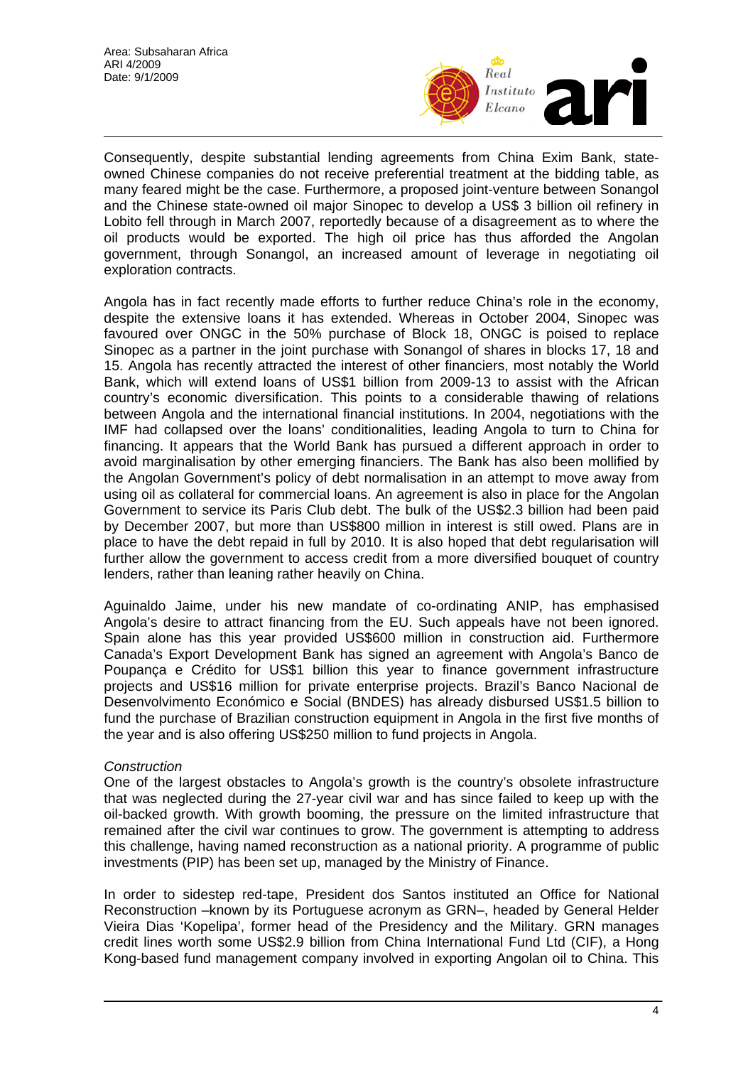Consequently, despite substantial lending agreements from China Exim Bank, state-owned Chinese companies do not receive preferential treatment at the bidding table, as many feared might be the case. Furthermore, a proposed joint-venture between Sonangol and the Chinese state-owned oil major Sinopec to develop a US$ 3 billion oil refinery in Lobito fell through in March 2007, reportedly because of a disagreement as to where the oil products would be exported. The high oil price has thus afforded the Angolan government, through Sonangol, an increased amount of leverage in negotiating oil exploration contracts.

Angola has in fact recently made efforts to further reduce China's role in the economy, despite the extensive loans it has extended. Whereas in October 2004, Sinopec was favoured over ONGC in the 50% purchase of Block 18, ONGC is poised to replace Sinopec as a partner in the joint purchase with Sonangol of shares in blocks 17, 18 and 15. Angola has recently attracted the interest of other financiers, most notably the World Bank, which will extend loans of US$1 billion from 2009-13 to assist with the African country's economic diversification. This points to a considerable thawing of relations between Angola and the international financial institutions. In 2004, negotiations with the IMF had collapsed over the loans' conditionalities, leading Angola to turn to China for financing. It appears that the World Bank has pursued a different approach in order to avoid marginalisation by other emerging financiers. The Bank has also been mollified by the Angolan Government's policy of debt normalisation in an attempt to move away from using oil as collateral for commercial loans. An agreement is also in place for the Angolan Government to service its Paris Club debt. The bulk of the US$2.3 billion had been paid by December 2007, but more than US$800 million in interest is still owed. Plans are in place to have the debt repaid in full by 2010. It is also hoped that debt regularisation will further allow the government to access credit from a more diversified bouquet of country lenders, rather than leaning rather heavily on China.

Aguinaldo Jaime, under his new mandate of co-ordinating ANIP, has emphasised Angola's desire to attract financing from the EU. Such appeals have not been ignored. Spain alone has this year provided US$600 million in construction aid. Furthermore Canada's Export Development Bank has signed an agreement with Angola's Banco de Poupança e Crédito for US$1 billion this year to finance government infrastructure projects and US$16 million for private enterprise projects. Brazil's Banco Nacional de Desenvolvimento Económico e Social (BNDES) has already disbursed US$1.5 billion to fund the purchase of Brazilian construction equipment in Angola in the first five months of the year and is also offering US$250 million to fund projects in Angola.

*Construction*

One of the largest obstacles to Angola's growth is the country's obsolete infrastructure that was neglected during the 27-year civil war and has since failed to keep up with the oil-backed growth. With growth booming, the pressure on the limited infrastructure that remained after the civil war continues to grow. The government is attempting to address this challenge, having named reconstruction as a national priority. A programme of public investments (PIP) has been set up, managed by the Ministry of Finance.

In order to sidestep red-tape, President dos Santos instituted an Office for National Reconstruction –known by its Portuguese acronym as GRN–, headed by General Helder Vieira Dias 'Kopelipa', former head of the Presidency and the Military. GRN manages credit lines worth some US$2.9 billion from China International Fund Ltd (CIF), a Hong Kong-based fund management company involved in exporting Angolan oil to China. This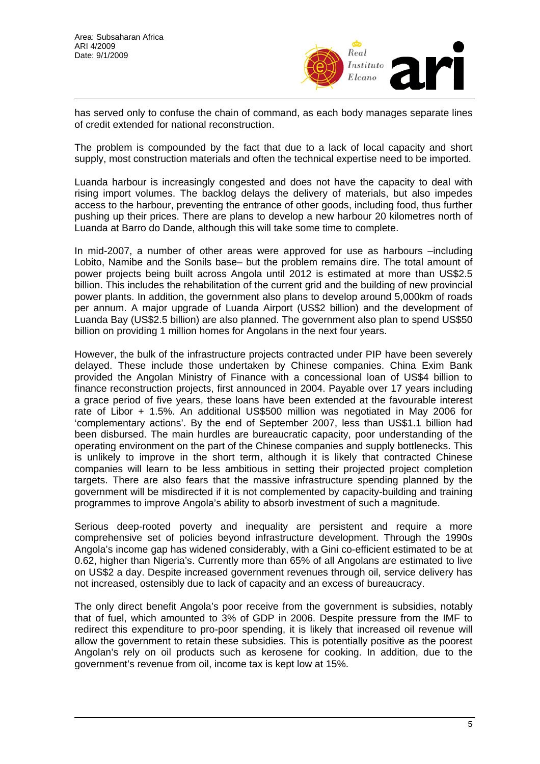has served only to confuse the chain of command, as each body manages separate lines of credit extended for national reconstruction.

The problem is compounded by the fact that due to a lack of local capacity and short supply, most construction materials and often the technical expertise need to be imported.

Luanda harbour is increasingly congested and does not have the capacity to deal with rising import volumes. The backlog delays the delivery of materials, but also impedes access to the harbour, preventing the entrance of other goods, including food, thus further pushing up their prices. There are plans to develop a new harbour 20 kilometres north of Luanda at Barro do Dande, although this will take some time to complete.

In mid-2007, a number of other areas were approved for use as harbours –including Lobito, Namibe and the Sonils base– but the problem remains dire. The total amount of power projects being built across Angola until 2012 is estimated at more than US$2.5 billion. This includes the rehabilitation of the current grid and the building of new provincial power plants. In addition, the government also plans to develop around 5,000km of roads per annum. A major upgrade of Luanda Airport (US$2 billion) and the development of Luanda Bay (US$2.5 billion) are also planned. The government also plan to spend US$50 billion on providing 1 million homes for Angolans in the next four years.

However, the bulk of the infrastructure projects contracted under PIP have been severely delayed. These include those undertaken by Chinese companies. China Exim Bank provided the Angolan Ministry of Finance with a concessional loan of US$4 billion to finance reconstruction projects, first announced in 2004. Payable over 17 years including a grace period of five years, these loans have been extended at the favourable interest rate of Libor + 1.5%. An additional US$500 million was negotiated in May 2006 for 'complementary actions'. By the end of September 2007, less than US$1.1 billion had been disbursed. The main hurdles are bureaucratic capacity, poor understanding of the operating environment on the part of the Chinese companies and supply bottlenecks. This is unlikely to improve in the short term, although it is likely that contracted Chinese companies will learn to be less ambitious in setting their projected project completion targets. There are also fears that the massive infrastructure spending planned by the government will be misdirected if it is not complemented by capacity-building and training programmes to improve Angola's ability to absorb investment of such a magnitude.

Serious deep-rooted poverty and inequality are persistent and require a more comprehensive set of policies beyond infrastructure development. Through the 1990s Angola's income gap has widened considerably, with a Gini co-efficient estimated to be at 0.62, higher than Nigeria's. Currently more than 65% of all Angolans are estimated to live on US$2 a day. Despite increased government revenues through oil, service delivery has not increased, ostensibly due to lack of capacity and an excess of bureaucracy.

The only direct benefit Angola's poor receive from the government is subsidies, notably that of fuel, which amounted to 3% of GDP in 2006. Despite pressure from the IMF to redirect this expenditure to pro-poor spending, it is likely that increased oil revenue will allow the government to retain these subsidies. This is potentially positive as the poorest Angolan's rely on oil products such as kerosene for cooking. In addition, due to the government's revenue from oil, income tax is kept low at 15%.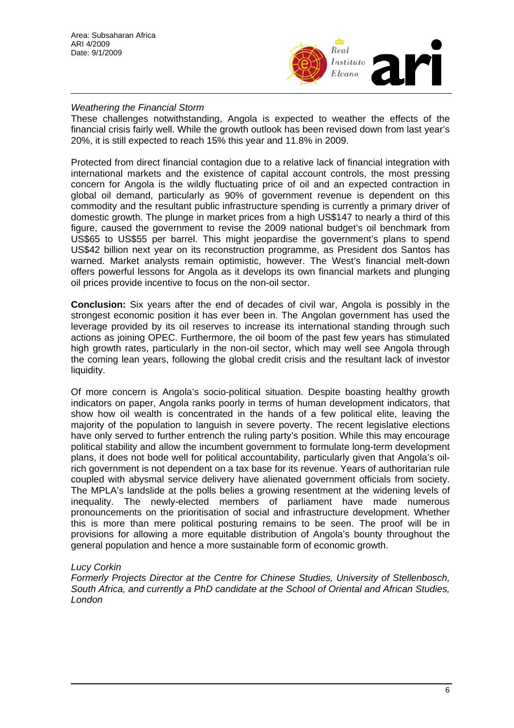*Weathering the Financial Storm*

These challenges notwithstanding, Angola is expected to weather the effects of the financial crisis fairly well. While the growth outlook has been revised down from last year's 20%, it is still expected to reach 15% this year and 11.8% in 2009.

Protected from direct financial contagion due to a relative lack of financial integration with international markets and the existence of capital account controls, the most pressing concern for Angola is the wildly fluctuating price of oil and an expected contraction in global oil demand, particularly as 90% of government revenue is dependent on this commodity and the resultant public infrastructure spending is currently a primary driver of domestic growth. The plunge in market prices from a high US$147 to nearly a third of this figure, caused the government to revise the 2009 national budget's oil benchmark from US$65 to US$55 per barrel. This might jeopardise the government's plans to spend US$42 billion next year on its reconstruction programme, as President dos Santos has warned. Market analysts remain optimistic, however. The West's financial melt-down offers powerful lessons for Angola as it develops its own financial markets and plunging oil prices provide incentive to focus on the non-oil sector.

**Conclusion:** Six years after the end of decades of civil war, Angola is possibly in the strongest economic position it has ever been in. The Angolan government has used the leverage provided by its oil reserves to increase its international standing through such actions as joining OPEC. Furthermore, the oil boom of the past few years has stimulated high growth rates, particularly in the non-oil sector, which may well see Angola through the coming lean years, following the global credit crisis and the resultant lack of investor liquidity.

Of more concern is Angola's socio-political situation. Despite boasting healthy growth indicators on paper, Angola ranks poorly in terms of human development indicators, that show how oil wealth is concentrated in the hands of a few political elite, leaving the majority of the population to languish in severe poverty. The recent legislative elections have only served to further entrench the ruling party's position. While this may encourage political stability and allow the incumbent government to formulate long-term development plans, it does not bode well for political accountability, particularly given that Angola's oil-rich government is not dependent on a tax base for its revenue. Years of authoritarian rule coupled with abysmal service delivery have alienated government officials from society. The MPLA's landslide at the polls belies a growing resentment at the widening levels of inequality. The newly-elected members of parliament have made numerous pronouncements on the prioritisation of social and infrastructure development. Whether this is more than mere political posturing remains to be seen. The proof will be in provisions for allowing a more equitable distribution of Angola's bounty throughout the general population and hence a more sustainable form of economic growth.

*Lucy Corkin*
*Formerly Projects Director at the Centre for Chinese Studies, University of Stellenbosch, South Africa, and currently a PhD candidate at the School of Oriental and African Studies, London*